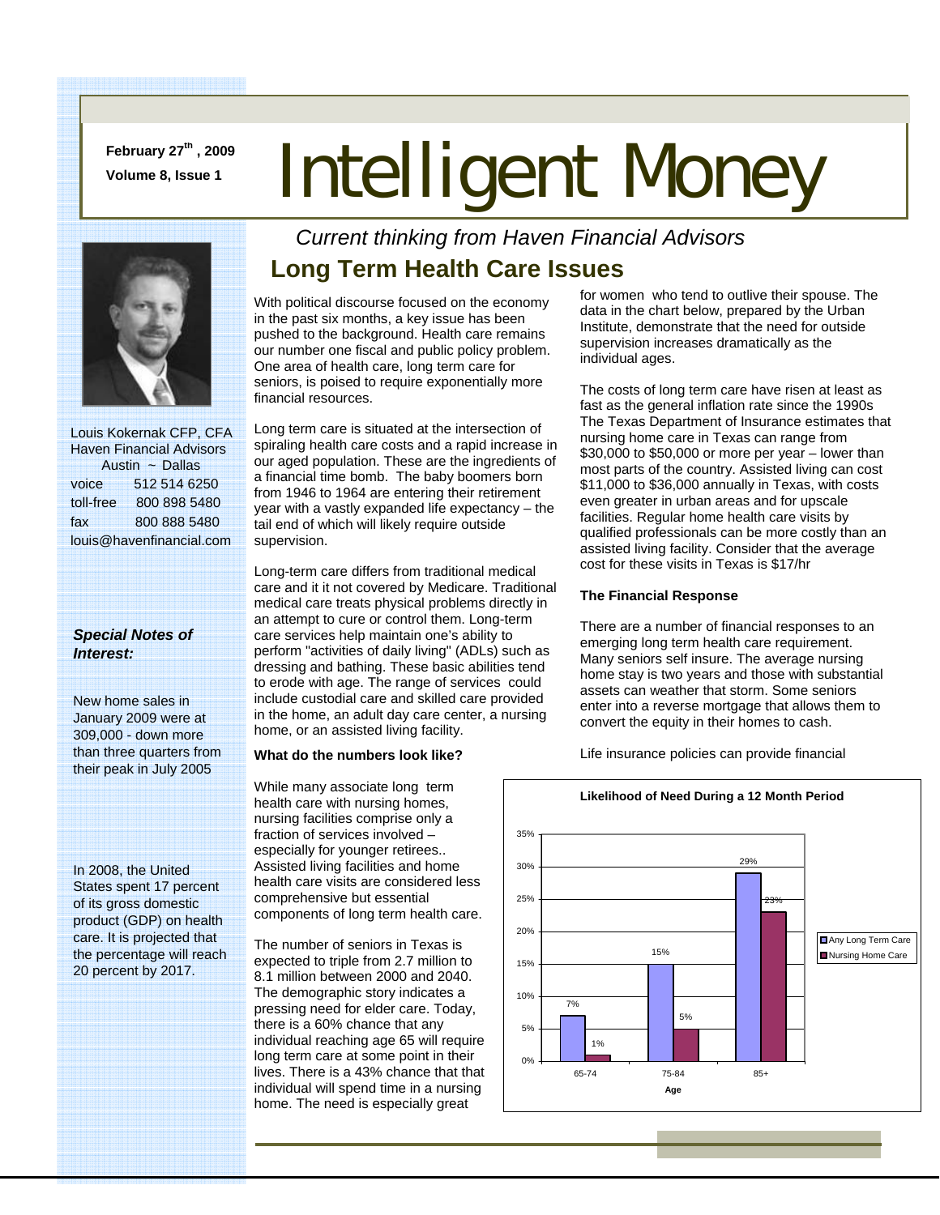February 27th, 2009

Volume 8, Issue 1

# Intelligent Money

*Current thinking from Haven Financial Advisors*

Louis Kokernak CFP, CFA
Haven Financial Advisors
Austin ~ Dallas

| | |
|---|---|
| voice | 512 514 6250 |
| toll-free | 800 898 5480 |
| fax | 800 888 5480 |

louis@havenfinancial.com

***Special Notes of Interest:***

New home sales in January 2009 were at 309,000 - down more than three quarters from their peak in July 2005

In 2008, the United States spent 17 percent of its gross domestic product (GDP) on health care. It is projected that the percentage will reach 20 percent by 2017.

## Long Term Health Care Issues

With political discourse focused on the economy in the past six months, a key issue has been pushed to the background. Health care remains our number one fiscal and public policy problem. One area of health care, long term care for seniors, is poised to require exponentially more financial resources.

Long term care is situated at the intersection of spiraling health care costs and a rapid increase in our aged population. These are the ingredients of a financial time bomb. The baby boomers born from 1946 to 1964 are entering their retirement year with a vastly expanded life expectancy – the tail end of which will likely require outside supervision.

Long-term care differs from traditional medical care and it it not covered by Medicare. Traditional medical care treats physical problems directly in an attempt to cure or control them. Long-term care services help maintain one's ability to perform "activities of daily living" (ADLs) such as dressing and bathing. These basic abilities tend to erode with age. The range of services could include custodial care and skilled care provided in the home, an adult day care center, a nursing home, or an assisted living facility.

**What do the numbers look like?**

While many associate long term health care with nursing homes, nursing facilities comprise only a fraction of services involved – especially for younger retirees.. Assisted living facilities and home health care visits are considered less comprehensive but essential components of long term health care.

The number of seniors in Texas is expected to triple from 2.7 million to 8.1 million between 2000 and 2040. The demographic story indicates a pressing need for elder care. Today, there is a 60% chance that any individual reaching age 65 will require long term care at some point in their lives. There is a 43% chance that that individual will spend time in a nursing home. The need is especially great for women who tend to outlive their spouse. The data in the chart below, prepared by the Urban Institute, demonstrate that the need for outside supervision increases dramatically as the individual ages.

The costs of long term care have risen at least as fast as the general inflation rate since the 1990s The Texas Department of Insurance estimates that nursing home care in Texas can range from \$30,000 to \$50,000 or more per year – lower than most parts of the country. Assisted living can cost \$11,000 to \$36,000 annually in Texas, with costs even greater in urban areas and for upscale facilities. Regular home health care visits by qualified professionals can be more costly than an assisted living facility. Consider that the average cost for these visits in Texas is \$17/hr

**The Financial Response**

There are a number of financial responses to an emerging long term health care requirement. Many seniors self insure. The average nursing home stay is two years and those with substantial assets can weather that storm. Some seniors enter into a reverse mortgage that allows them to convert the equity in their homes to cash.

Life insurance policies can provide financial

**Likelihood of Need During a 12 Month Period**

| Age | Any Long Term Care | Nursing Home Care |
|---|---|---|
| 65-74 | 7% | 1% |
| 75-84 | 15% | 5% |
| 85+ | 29% | 23% |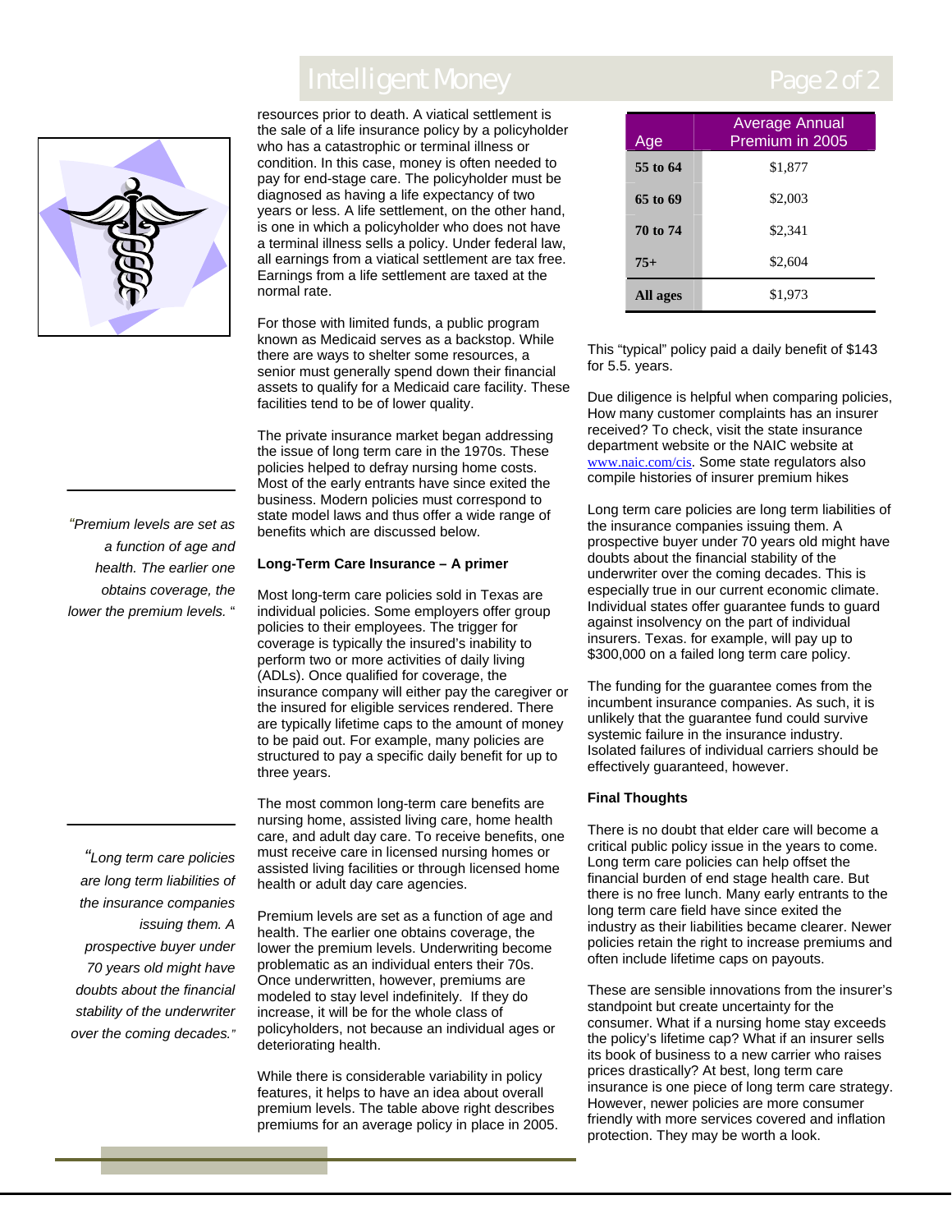resources prior to death. A viatical settlement is the sale of a life insurance policy by a policyholder who has a catastrophic or terminal illness or condition. In this case, money is often needed to pay for end-stage care. The policyholder must be diagnosed as having a life expectancy of two years or less. A life settlement, on the other hand, is one in which a policyholder who does not have a terminal illness sells a policy. Under federal law, all earnings from a viatical settlement are tax free. Earnings from a life settlement are taxed at the normal rate.

For those with limited funds, a public program known as Medicaid serves as a backstop. While there are ways to shelter some resources, a senior must generally spend down their financial assets to qualify for a Medicaid care facility. These facilities tend to be of lower quality.

The private insurance market began addressing the issue of long term care in the 1970s. These policies helped to defray nursing home costs. Most of the early entrants have since exited the business. Modern policies must correspond to state model laws and thus offer a wide range of benefits which are discussed below.

*"Premium levels are set as a function of age and health. The earlier one obtains coverage, the lower the premium levels."*

### Long-Term Care Insurance – A primer

Most long-term care policies sold in Texas are individual policies. Some employers offer group policies to their employees. The trigger for coverage is typically the insured's inability to perform two or more activities of daily living (ADLs). Once qualified for coverage, the insurance company will either pay the caregiver or the insured for eligible services rendered. There are typically lifetime caps to the amount of money to be paid out. For example, many policies are structured to pay a specific daily benefit for up to three years.

The most common long-term care benefits are nursing home, assisted living care, home health care, and adult day care. To receive benefits, one must receive care in licensed nursing homes or assisted living facilities or through licensed home health or adult day care agencies.

*"Long term care policies are long term liabilities of the insurance companies issuing them. A prospective buyer under 70 years old might have doubts about the financial stability of the underwriter over the coming decades."*

Premium levels are set as a function of age and health. The earlier one obtains coverage, the lower the premium levels. Underwriting become problematic as an individual enters their 70s. Once underwritten, however, premiums are modeled to stay level indefinitely. If they do increase, it will be for the whole class of policyholders, not because an individual ages or deteriorating health.

While there is considerable variability in policy features, it helps to have an idea about overall premium levels. The table above right describes premiums for an average policy in place in 2005.

| Age | Average Annual Premium in 2005 |
|---|---|
| **55 to 64** | $1,877 |
| **65 to 69** | $2,003 |
| **70 to 74** | $2,341 |
| **75+** | $2,604 |
| **All ages** | $1,973 |

This "typical" policy paid a daily benefit of $143 for 5.5. years.

Due diligence is helpful when comparing policies, How many customer complaints has an insurer received? To check, visit the state insurance department website or the NAIC website at www.naic.com/cis. Some state regulators also compile histories of insurer premium hikes

Long term care policies are long term liabilities of the insurance companies issuing them. A prospective buyer under 70 years old might have doubts about the financial stability of the underwriter over the coming decades. This is especially true in our current economic climate. Individual states offer guarantee funds to guard against insolvency on the part of individual insurers. Texas. for example, will pay up to $300,000 on a failed long term care policy.

The funding for the guarantee comes from the incumbent insurance companies. As such, it is unlikely that the guarantee fund could survive systemic failure in the insurance industry. Isolated failures of individual carriers should be effectively guaranteed, however.

### Final Thoughts

There is no doubt that elder care will become a critical public policy issue in the years to come. Long term care policies can help offset the financial burden of end stage health care. But there is no free lunch. Many early entrants to the long term care field have since exited the industry as their liabilities became clearer. Newer policies retain the right to increase premiums and often include lifetime caps on payouts.

These are sensible innovations from the insurer's standpoint but create uncertainty for the consumer. What if a nursing home stay exceeds the policy's lifetime cap? What if an insurer sells its book of business to a new carrier who raises prices drastically? At best, long term care insurance is one piece of long term care strategy. However, newer policies are more consumer friendly with more services covered and inflation protection. They may be worth a look.